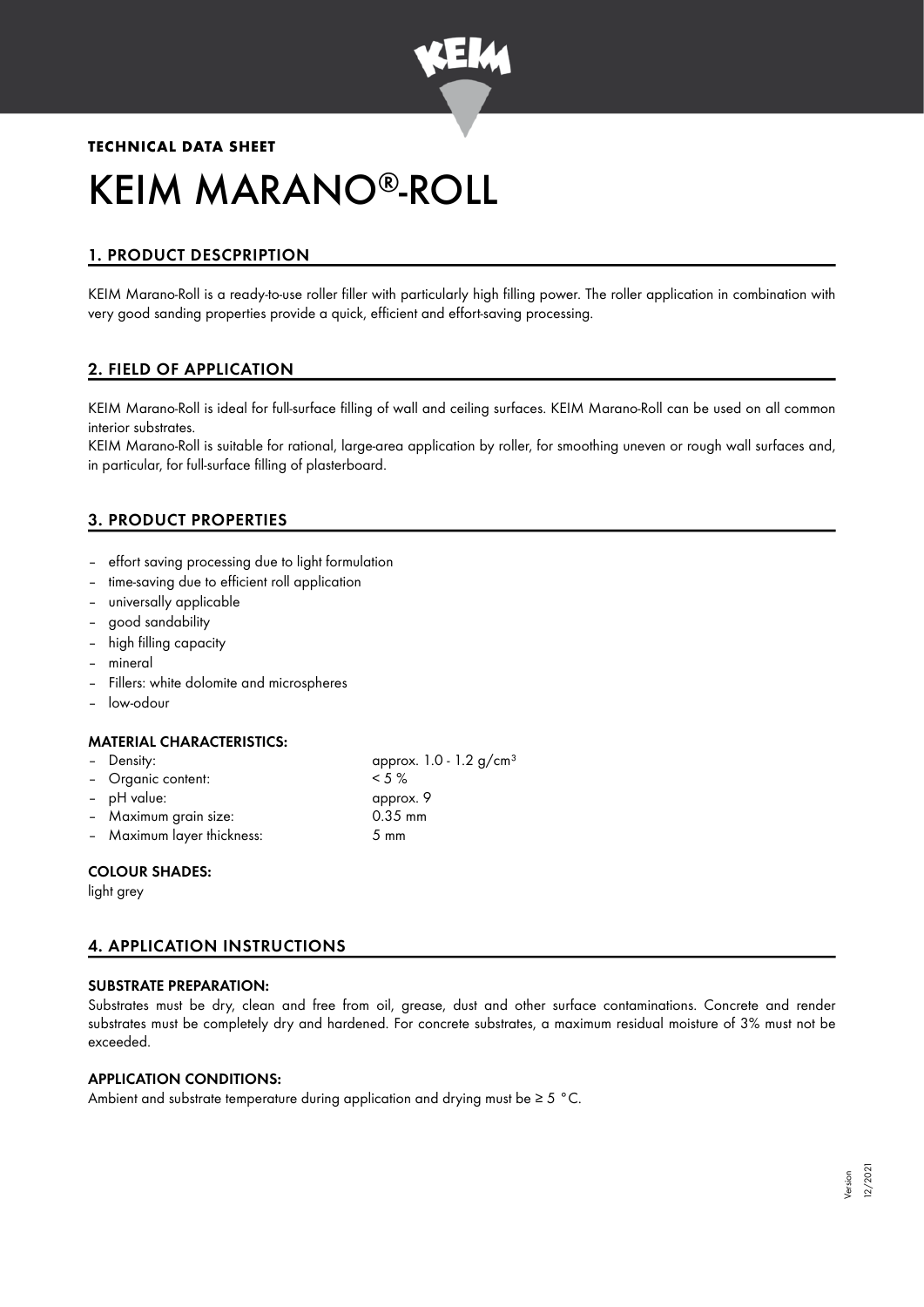**TECHNICAL DATA SHEET**

# KEIM MARANO®-ROLL

## 1. PRODUCT DESCPRIPTION

KEIM Marano-Roll is a ready-to-use roller filler with particularly high filling power. The roller application in combination with very good sanding properties provide a quick, efficient and effort-saving processing.

## 2. FIELD OF APPLICATION

KEIM Marano-Roll is ideal for full-surface filling of wall and ceiling surfaces. KEIM Marano-Roll can be used on all common interior substrates.

KEIM Marano-Roll is suitable for rational, large-area application by roller, for smoothing uneven or rough wall surfaces and, in particular, for full-surface filling of plasterboard.

## 3. PRODUCT PROPERTIES

- effort saving processing due to light formulation
- time-saving due to efficient roll application
- universally applicable
- good sandability
- high filling capacity
- mineral
- Fillers: white dolomite and microspheres
- low-odour

### MATERIAL CHARACTERISTICS:

- Density: approx. 1.0 - 1.2 g/cm³
- Organic content: < 5 %
- pH value: approx. 9
- Maximum grain size: 0.35 mm
- Maximum layer thickness: 5 mm

### COLOUR SHADES:

light grey

## 4. APPLICATION INSTRUCTIONS

### SUBSTRATE PREPARATION:

Substrates must be dry, clean and free from oil, grease, dust and other surface contaminations. Concrete and render substrates must be completely dry and hardened. For concrete substrates, a maximum residual moisture of 3% must not be exceeded.

### APPLICATION CONDITIONS:

Ambient and substrate temperature during application and drying must be ≥ 5 °C.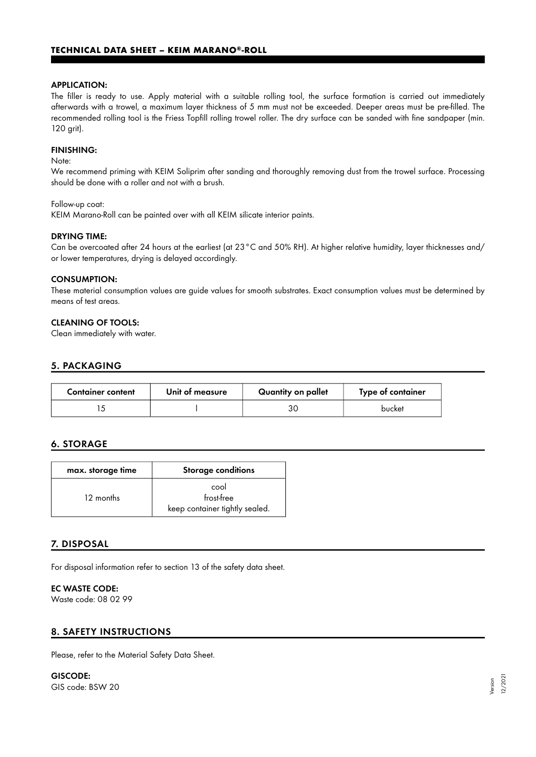**APPLICATION:**

The filler is ready to use. Apply material with a suitable rolling tool, the surface formation is carried out immediately afterwards with a trowel, a maximum layer thickness of 5 mm must not be exceeded. Deeper areas must be pre-filled. The recommended rolling tool is the Friess Topfill rolling trowel roller. The dry surface can be sanded with fine sandpaper (min. 120 grit).

**FINISHING:**

Note:

We recommend priming with KEIM Soliprim after sanding and thoroughly removing dust from the trowel surface. Processing should be done with a roller and not with a brush.

Follow-up coat:

KEIM Marano-Roll can be painted over with all KEIM silicate interior paints.

**DRYING TIME:**

Can be overcoated after 24 hours at the earliest (at 23 °C and 50% RH). At higher relative humidity, layer thicknesses and/ or lower temperatures, drying is delayed accordingly.

**CONSUMPTION:**

These material consumption values are guide values for smooth substrates. Exact consumption values must be determined by means of test areas.

**CLEANING OF TOOLS:**

Clean immediately with water.

## 5. PACKAGING

| Container content | Unit of measure | Quantity on pallet | Type of container |
|---|---|---|---|
| 15 | l | 30 | bucket |

## 6. STORAGE

| max. storage time | Storage conditions |
|---|---|
| 12 months | cool<br>frost-free<br>keep container tightly sealed. |

## 7. DISPOSAL

For disposal information refer to section 13 of the safety data sheet.

**EC WASTE CODE:**

Waste code: 08 02 99

## 8. SAFETY INSTRUCTIONS

Please, refer to the Material Safety Data Sheet.

**GISCODE:**

GIS code: BSW 20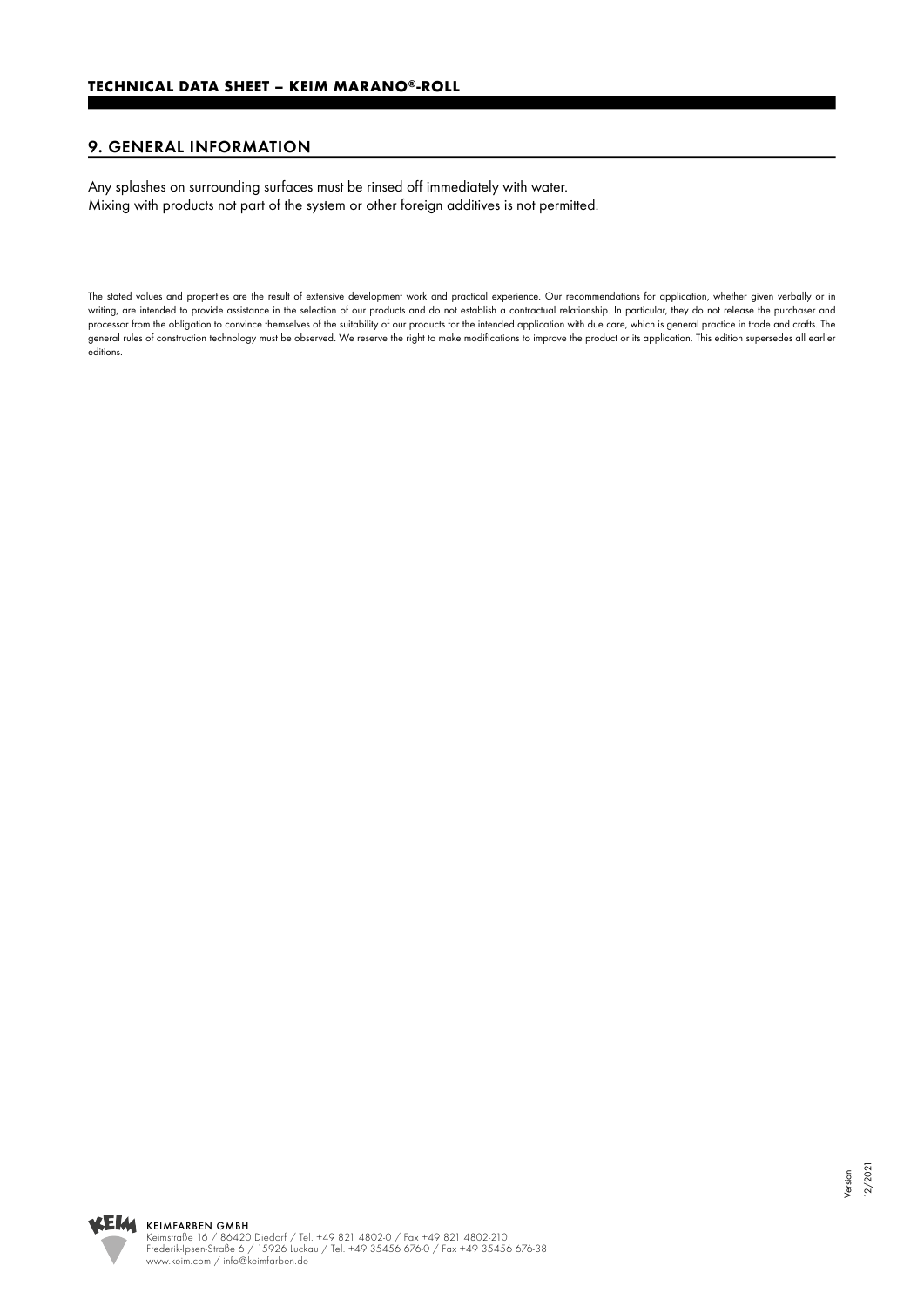## 9. GENERAL INFORMATION

Any splashes on surrounding surfaces must be rinsed off immediately with water.
Mixing with products not part of the system or other foreign additives is not permitted.

The stated values and properties are the result of extensive development work and practical experience. Our recommendations for application, whether given verbally or in writing, are intended to provide assistance in the selection of our products and do not establish a contractual relationship. In particular, they do not release the purchaser and processor from the obligation to convince themselves of the suitability of our products for the intended application with due care, which is general practice in trade and crafts. The general rules of construction technology must be observed. We reserve the right to make modifications to improve the product or its application. This edition supersedes all earlier editions.

KEIMFARBEN GMBH
Keimstraße 16 / 86420 Diedorf / Tel. +49 821 4802-0 / Fax +49 821 4802-210
Frederik-Ipsen-Straße 6 / 15926 Luckau / Tel. +49 35456 676-0 / Fax +49 35456 676-38
www.keim.com / info@keimfarben.de

Version 12/2021